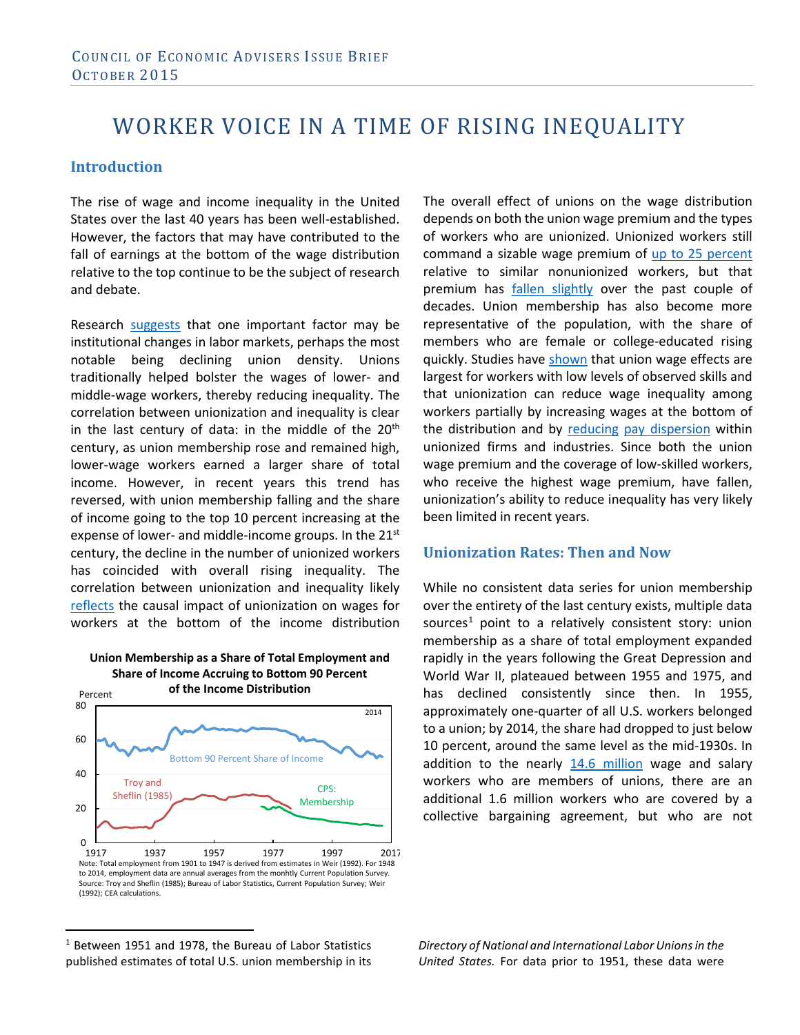Council of Economic Advisers Issue Brief
October 2015

# WORKER VOICE IN A TIME OF RISING INEQUALITY

## Introduction

The rise of wage and income inequality in the United States over the last 40 years has been well-established. However, the factors that may have contributed to the fall of earnings at the bottom of the wage distribution relative to the top continue to be the subject of research and debate.

Research suggests that one important factor may be institutional changes in labor markets, perhaps the most notable being declining union density. Unions traditionally helped bolster the wages of lower- and middle-wage workers, thereby reducing inequality. The correlation between unionization and inequality is clear in the last century of data: in the middle of the 20th century, as union membership rose and remained high, lower-wage workers earned a larger share of total income. However, in recent years this trend has reversed, with union membership falling and the share of income going to the top 10 percent increasing at the expense of lower- and middle-income groups. In the 21st century, the decline in the number of unionized workers has coincided with overall rising inequality. The correlation between unionization and inequality likely reflects the causal impact of unionization on wages for workers at the bottom of the income distribution

**Union Membership as a Share of Total Employment and Share of Income Accruing to Bottom 90 Percent of the Income Distribution**

Note: Total employment from 1901 to 1947 is derived from estimates in Weir (1992). For 1948 to 2014, employment data are annual averages from the monhtly Current Population Survey.
Source: Troy and Sheflin (1985); Bureau of Labor Statistics, Current Population Survey; Weir (1992); CEA calculations.

The overall effect of unions on the wage distribution depends on both the union wage premium and the types of workers who are unionized. Unionized workers still command a sizable wage premium of up to 25 percent relative to similar nonunionized workers, but that premium has fallen slightly over the past couple of decades. Union membership has also become more representative of the population, with the share of members who are female or college-educated rising quickly. Studies have shown that union wage effects are largest for workers with low levels of observed skills and that unionization can reduce wage inequality among workers partially by increasing wages at the bottom of the distribution and by reducing pay dispersion within unionized firms and industries. Since both the union wage premium and the coverage of low-skilled workers, who receive the highest wage premium, have fallen, unionization's ability to reduce inequality has very likely been limited in recent years.

## Unionization Rates: Then and Now

While no consistent data series for union membership over the entirety of the last century exists, multiple data sources[1] point to a relatively consistent story: union membership as a share of total employment expanded rapidly in the years following the Great Depression and World War II, plateaued between 1955 and 1975, and has declined consistently since then. In 1955, approximately one-quarter of all U.S. workers belonged to a union; by 2014, the share had dropped to just below 10 percent, around the same level as the mid-1930s. In addition to the nearly 14.6 million wage and salary workers who are members of unions, there are an additional 1.6 million workers who are covered by a collective bargaining agreement, but who are not

[1] Between 1951 and 1978, the Bureau of Labor Statistics published estimates of total U.S. union membership in its *Directory of National and International Labor Unions in the United States.* For data prior to 1951, these data were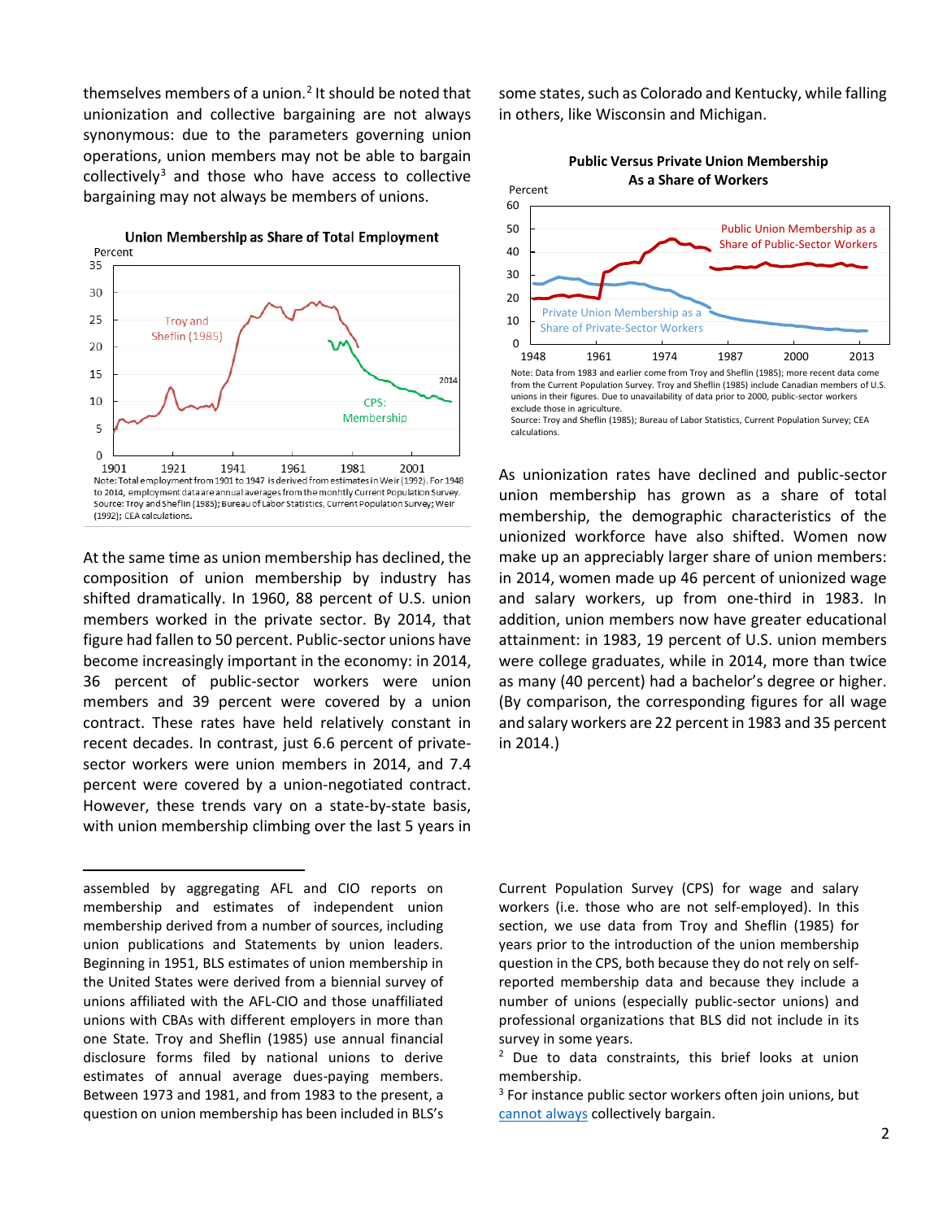themselves members of a union.[2] It should be noted that unionization and collective bargaining are not always synonymous: due to the parameters governing union operations, union members may not be able to bargain collectively[3] and those who have access to collective bargaining may not always be members of unions.

**Union Membership as Share of Total Employment**

Note: Total employment from 1901 to 1947 is derived from estimates in Weir (1992). For 1948 to 2014, employment data are annual averages from the monthly Current Population Survey.
Source: Troy and Sheflin (1985); Bureau of Labor Statistics, Current Population Survey; Weir (1992); CEA calculations.

At the same time as union membership has declined, the composition of union membership by industry has shifted dramatically. In 1960, 88 percent of U.S. union members worked in the private sector. By 2014, that figure had fallen to 50 percent. Public-sector unions have become increasingly important in the economy: in 2014, 36 percent of public-sector workers were union members and 39 percent were covered by a union contract. These rates have held relatively constant in recent decades. In contrast, just 6.6 percent of private-sector workers were union members in 2014, and 7.4 percent were covered by a union-negotiated contract. However, these trends vary on a state-by-state basis, with union membership climbing over the last 5 years in some states, such as Colorado and Kentucky, while falling in others, like Wisconsin and Michigan.

**Public Versus Private Union Membership As a Share of Workers**

Note: Data from 1983 and earlier come from Troy and Sheflin (1985); more recent data come from the Current Population Survey. Troy and Sheflin (1985) include Canadian members of U.S. unions in their figures. Due to unavailability of data prior to 2000, public-sector workers exclude those in agriculture.
Source: Troy and Sheflin (1985); Bureau of Labor Statistics, Current Population Survey; CEA calculations.

As unionization rates have declined and public-sector union membership has grown as a share of total membership, the demographic characteristics of the unionized workforce have also shifted. Women now make up an appreciably larger share of union members: in 2014, women made up 46 percent of unionized wage and salary workers, up from one-third in 1983. In addition, union members now have greater educational attainment: in 1983, 19 percent of U.S. union members were college graduates, while in 2014, more than twice as many (40 percent) had a bachelor's degree or higher. (By comparison, the corresponding figures for all wage and salary workers are 22 percent in 1983 and 35 percent in 2014.)

---

assembled by aggregating AFL and CIO reports on membership and estimates of independent union membership derived from a number of sources, including union publications and Statements by union leaders. Beginning in 1951, BLS estimates of union membership in the United States were derived from a biennial survey of unions affiliated with the AFL-CIO and those unaffiliated unions with CBAs with different employers in more than one State. Troy and Sheflin (1985) use annual financial disclosure forms filed by national unions to derive estimates of annual average dues-paying members. Between 1973 and 1981, and from 1983 to the present, a question on union membership has been included in BLS's Current Population Survey (CPS) for wage and salary workers (i.e. those who are not self-employed). In this section, we use data from Troy and Sheflin (1985) for years prior to the introduction of the union membership question in the CPS, both because they do not rely on self-reported membership data and because they include a number of unions (especially public-sector unions) and professional organizations that BLS did not include in its survey in some years.

[2] Due to data constraints, this brief looks at union membership.

[3] For instance public sector workers often join unions, but cannot always collectively bargain.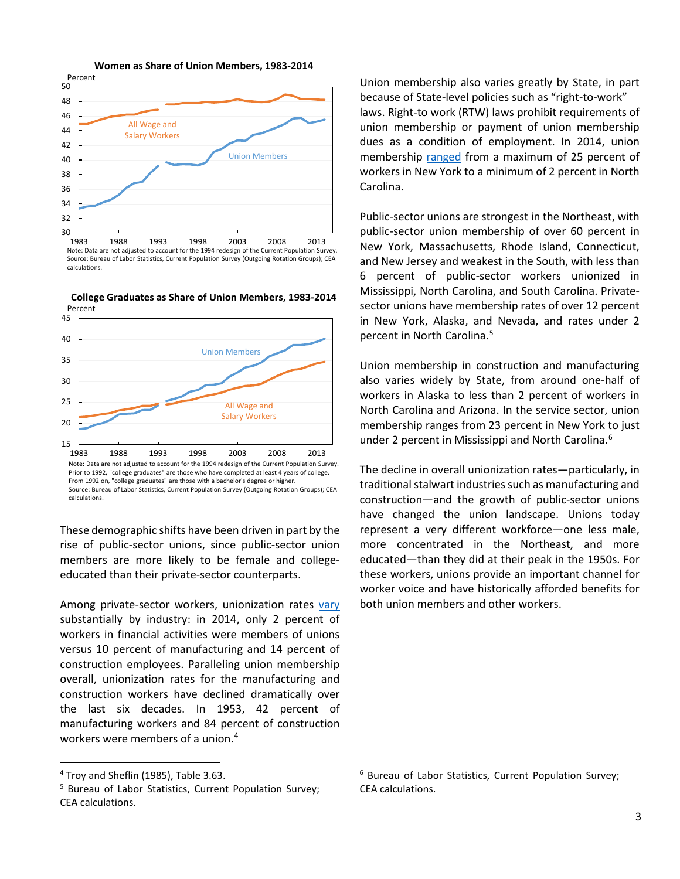**Women as Share of Union Members, 1983-2014**

Note: Data are not adjusted to account for the 1994 redesign of the Current Population Survey.
Source: Bureau of Labor Statistics, Current Population Survey (Outgoing Rotation Groups); CEA calculations.

**College Graduates as Share of Union Members, 1983-2014**

Note: Data are not adjusted to account for the 1994 redesign of the Current Population Survey. Prior to 1992, "college graduates" are those who have completed at least 4 years of college. From 1992 on, "college graduates" are those with a bachelor's degree or higher.
Source: Bureau of Labor Statistics, Current Population Survey (Outgoing Rotation Groups); CEA calculations.

These demographic shifts have been driven in part by the rise of public-sector unions, since public-sector union members are more likely to be female and college-educated than their private-sector counterparts.

Among private-sector workers, unionization rates vary substantially by industry: in 2014, only 2 percent of workers in financial activities were members of unions versus 10 percent of manufacturing and 14 percent of construction employees. Paralleling union membership overall, unionization rates for the manufacturing and construction workers have declined dramatically over the last six decades. In 1953, 42 percent of manufacturing workers and 84 percent of construction workers were members of a union.[4]

Union membership also varies greatly by State, in part because of State-level policies such as "right-to-work" laws. Right-to work (RTW) laws prohibit requirements of union membership or payment of union membership dues as a condition of employment. In 2014, union membership ranged from a maximum of 25 percent of workers in New York to a minimum of 2 percent in North Carolina.

Public-sector unions are strongest in the Northeast, with public-sector union membership of over 60 percent in New York, Massachusetts, Rhode Island, Connecticut, and New Jersey and weakest in the South, with less than 6 percent of public-sector workers unionized in Mississippi, North Carolina, and South Carolina. Private-sector unions have membership rates of over 12 percent in New York, Alaska, and Nevada, and rates under 2 percent in North Carolina.[5]

Union membership in construction and manufacturing also varies widely by State, from around one-half of workers in Alaska to less than 2 percent of workers in North Carolina and Arizona. In the service sector, union membership ranges from 23 percent in New York to just under 2 percent in Mississippi and North Carolina.[6]

The decline in overall unionization rates—particularly, in traditional stalwart industries such as manufacturing and construction—and the growth of public-sector unions have changed the union landscape. Unions today represent a very different workforce—one less male, more concentrated in the Northeast, and more educated—than they did at their peak in the 1950s. For these workers, unions provide an important channel for worker voice and have historically afforded benefits for both union members and other workers.

---

[4] Troy and Sheflin (1985), Table 3.63.

[5] Bureau of Labor Statistics, Current Population Survey; CEA calculations.

[6] Bureau of Labor Statistics, Current Population Survey; CEA calculations.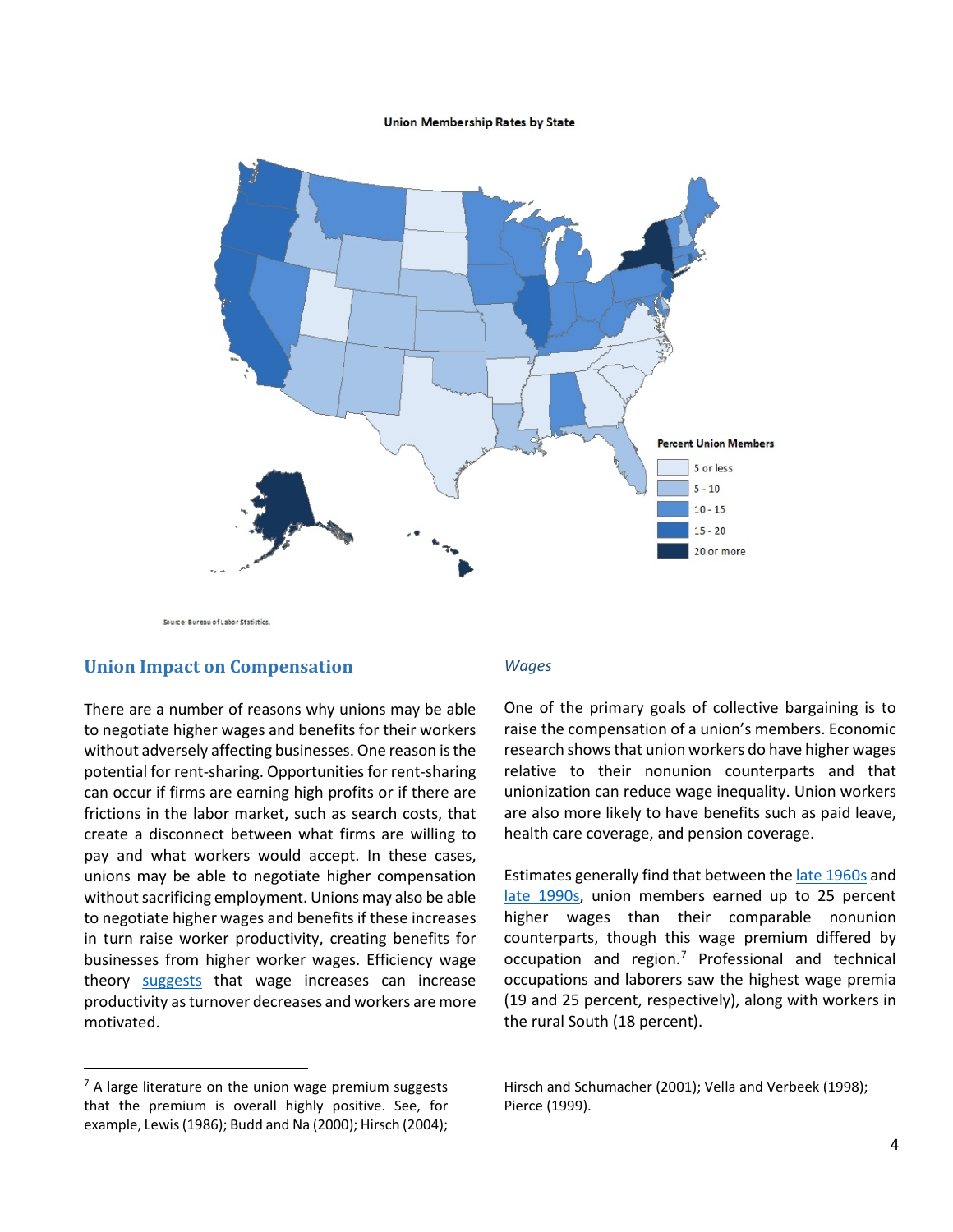Union Membership Rates by State

Percent Union Members

- 5 or less
- 5 - 10
- 10 - 15
- 15 - 20
- 20 or more

Source: Bureau of Labor Statistics.

## Union Impact on Compensation

There are a number of reasons why unions may be able to negotiate higher wages and benefits for their workers without adversely affecting businesses. One reason is the potential for rent-sharing. Opportunities for rent-sharing can occur if firms are earning high profits or if there are frictions in the labor market, such as search costs, that create a disconnect between what firms are willing to pay and what workers would accept. In these cases, unions may be able to negotiate higher compensation without sacrificing employment. Unions may also be able to negotiate higher wages and benefits if these increases in turn raise worker productivity, creating benefits for businesses from higher worker wages. Efficiency wage theory suggests that wage increases can increase productivity as turnover decreases and workers are more motivated.

### *Wages*

One of the primary goals of collective bargaining is to raise the compensation of a union's members. Economic research shows that union workers do have higher wages relative to their nonunion counterparts and that unionization can reduce wage inequality. Union workers are also more likely to have benefits such as paid leave, health care coverage, and pension coverage.

Estimates generally find that between the late 1960s and late 1990s, union members earned up to 25 percent higher wages than their comparable nonunion counterparts, though this wage premium differed by occupation and region.[7] Professional and technical occupations and laborers saw the highest wage premia (19 and 25 percent, respectively), along with workers in the rural South (18 percent).

[7] A large literature on the union wage premium suggests that the premium is overall highly positive. See, for example, Lewis (1986); Budd and Na (2000); Hirsch (2004); Hirsch and Schumacher (2001); Vella and Verbeek (1998); Pierce (1999).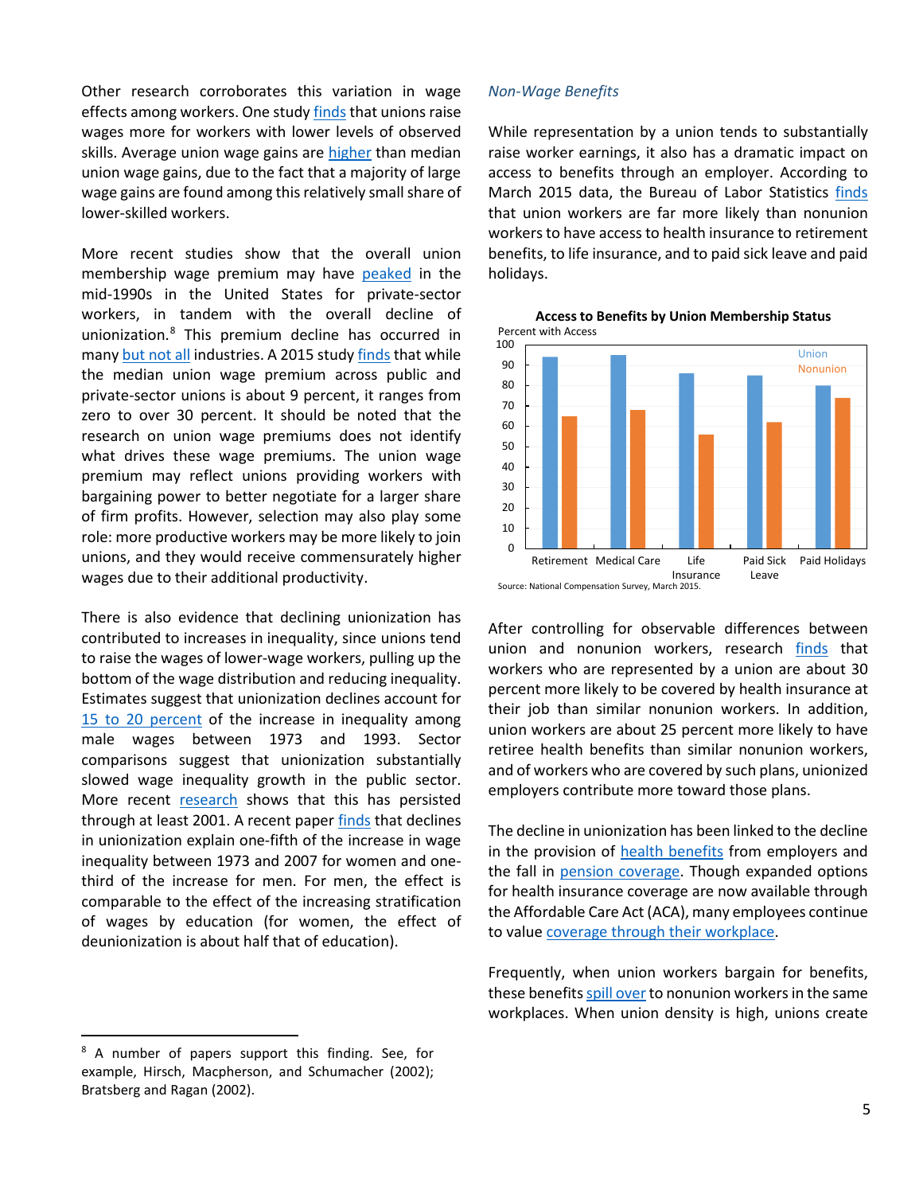Other research corroborates this variation in wage effects among workers. One study finds that unions raise wages more for workers with lower levels of observed skills. Average union wage gains are higher than median union wage gains, due to the fact that a majority of large wage gains are found among this relatively small share of lower-skilled workers.

More recent studies show that the overall union membership wage premium may have peaked in the mid-1990s in the United States for private-sector workers, in tandem with the overall decline of unionization.[8] This premium decline has occurred in many but not all industries. A 2015 study finds that while the median union wage premium across public and private-sector unions is about 9 percent, it ranges from zero to over 30 percent. It should be noted that the research on union wage premiums does not identify what drives these wage premiums. The union wage premium may reflect unions providing workers with bargaining power to better negotiate for a larger share of firm profits. However, selection may also play some role: more productive workers may be more likely to join unions, and they would receive commensurately higher wages due to their additional productivity.

There is also evidence that declining unionization has contributed to increases in inequality, since unions tend to raise the wages of lower-wage workers, pulling up the bottom of the wage distribution and reducing inequality. Estimates suggest that unionization declines account for 15 to 20 percent of the increase in inequality among male wages between 1973 and 1993. Sector comparisons suggest that unionization substantially slowed wage inequality growth in the public sector. More recent research shows that this has persisted through at least 2001. A recent paper finds that declines in unionization explain one-fifth of the increase in wage inequality between 1973 and 2007 for women and one-third of the increase for men. For men, the effect is comparable to the effect of the increasing stratification of wages by education (for women, the effect of deunionization is about half that of education).

*Non-Wage Benefits*

While representation by a union tends to substantially raise worker earnings, it also has a dramatic impact on access to benefits through an employer. According to March 2015 data, the Bureau of Labor Statistics finds that union workers are far more likely than nonunion workers to have access to health insurance to retirement benefits, to life insurance, and to paid sick leave and paid holidays.

**Access to Benefits by Union Membership Status**

Percent with Access

Union / Nonunion — Retirement, Medical Care, Life Insurance, Paid Sick Leave, Paid Holidays

Source: National Compensation Survey, March 2015.

After controlling for observable differences between union and nonunion workers, research finds that workers who are represented by a union are about 30 percent more likely to be covered by health insurance at their job than similar nonunion workers. In addition, union workers are about 25 percent more likely to have retiree health benefits than similar nonunion workers, and of workers who are covered by such plans, unionized employers contribute more toward those plans.

The decline in unionization has been linked to the decline in the provision of health benefits from employers and the fall in pension coverage. Though expanded options for health insurance coverage are now available through the Affordable Care Act (ACA), many employees continue to value coverage through their workplace.

Frequently, when union workers bargain for benefits, these benefits spill over to nonunion workers in the same workplaces. When union density is high, unions create

[8] A number of papers support this finding. See, for example, Hirsch, Macpherson, and Schumacher (2002); Bratsberg and Ragan (2002).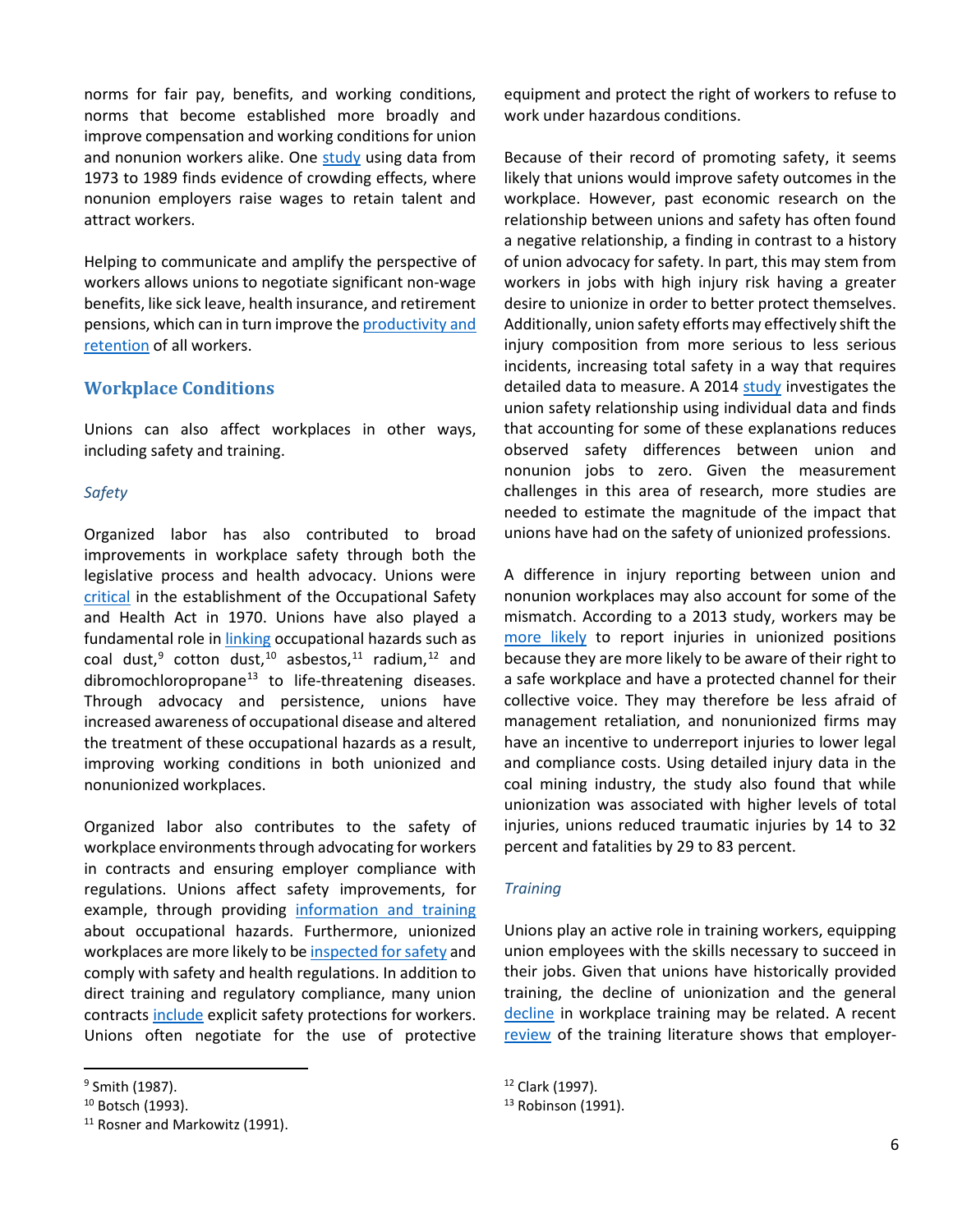norms for fair pay, benefits, and working conditions, norms that become established more broadly and improve compensation and working conditions for union and nonunion workers alike. One study using data from 1973 to 1989 finds evidence of crowding effects, where nonunion employers raise wages to retain talent and attract workers.

Helping to communicate and amplify the perspective of workers allows unions to negotiate significant non-wage benefits, like sick leave, health insurance, and retirement pensions, which can in turn improve the productivity and retention of all workers.

## Workplace Conditions

Unions can also affect workplaces in other ways, including safety and training.

### *Safety*

Organized labor has also contributed to broad improvements in workplace safety through both the legislative process and health advocacy. Unions were critical in the establishment of the Occupational Safety and Health Act in 1970. Unions have also played a fundamental role in linking occupational hazards such as coal dust,[9] cotton dust,[10] asbestos,[11] radium,[12] and dibromochloropropane[13] to life-threatening diseases. Through advocacy and persistence, unions have increased awareness of occupational disease and altered the treatment of these occupational hazards as a result, improving working conditions in both unionized and nonunionized workplaces.

Organized labor also contributes to the safety of workplace environments through advocating for workers in contracts and ensuring employer compliance with regulations. Unions affect safety improvements, for example, through providing information and training about occupational hazards. Furthermore, unionized workplaces are more likely to be inspected for safety and comply with safety and health regulations. In addition to direct training and regulatory compliance, many union contracts include explicit safety protections for workers. Unions often negotiate for the use of protective equipment and protect the right of workers to refuse to work under hazardous conditions.

Because of their record of promoting safety, it seems likely that unions would improve safety outcomes in the workplace. However, past economic research on the relationship between unions and safety has often found a negative relationship, a finding in contrast to a history of union advocacy for safety. In part, this may stem from workers in jobs with high injury risk having a greater desire to unionize in order to better protect themselves. Additionally, union safety efforts may effectively shift the injury composition from more serious to less serious incidents, increasing total safety in a way that requires detailed data to measure. A 2014 study investigates the union safety relationship using individual data and finds that accounting for some of these explanations reduces observed safety differences between union and nonunion jobs to zero. Given the measurement challenges in this area of research, more studies are needed to estimate the magnitude of the impact that unions have had on the safety of unionized professions.

A difference in injury reporting between union and nonunion workplaces may also account for some of the mismatch. According to a 2013 study, workers may be more likely to report injuries in unionized positions because they are more likely to be aware of their right to a safe workplace and have a protected channel for their collective voice. They may therefore be less afraid of management retaliation, and nonunionized firms may have an incentive to underreport injuries to lower legal and compliance costs. Using detailed injury data in the coal mining industry, the study also found that while unionization was associated with higher levels of total injuries, unions reduced traumatic injuries by 14 to 32 percent and fatalities by 29 to 83 percent.

### *Training*

Unions play an active role in training workers, equipping union employees with the skills necessary to succeed in their jobs. Given that unions have historically provided training, the decline of unionization and the general decline in workplace training may be related. A recent review of the training literature shows that employer-

---

[9] Smith (1987).

[10] Botsch (1993).

[11] Rosner and Markowitz (1991).

[12] Clark (1997).

[13] Robinson (1991).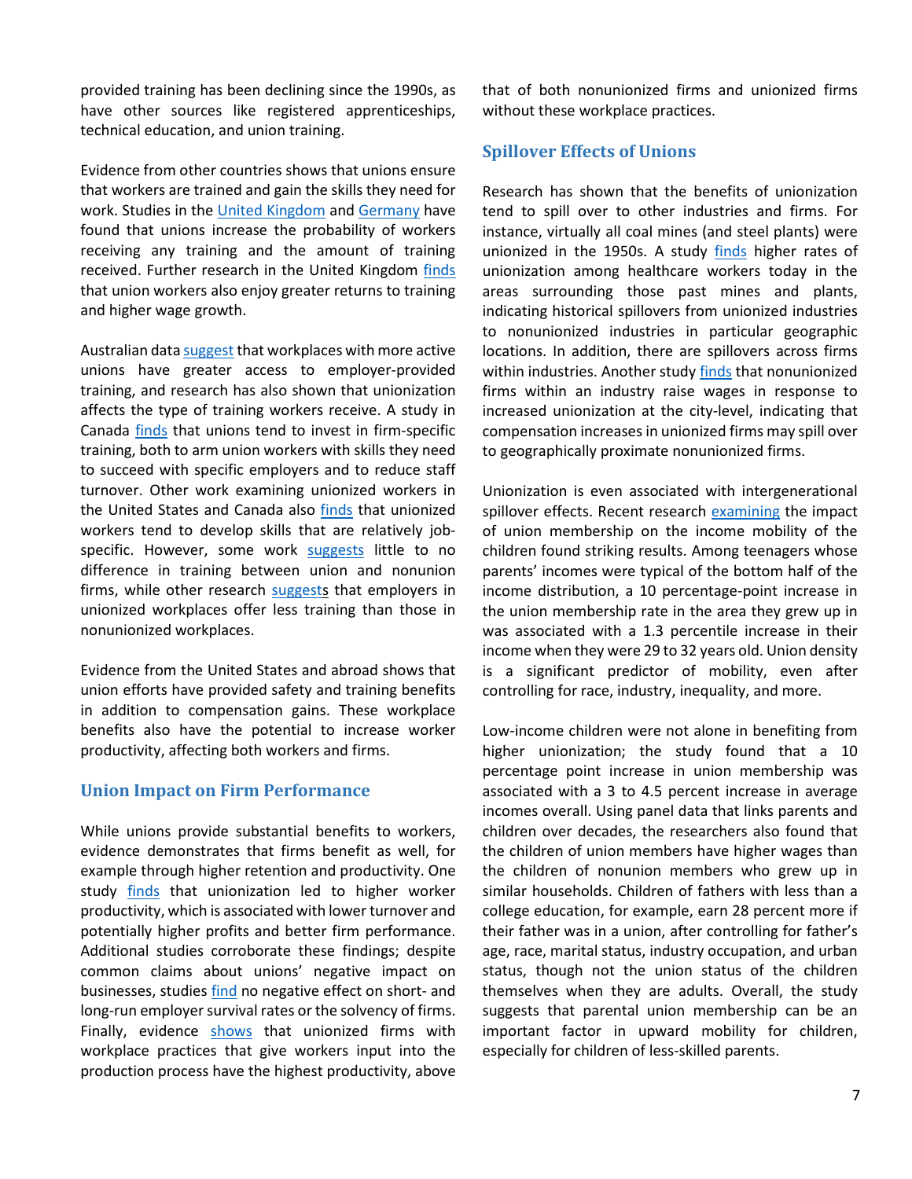provided training has been declining since the 1990s, as have other sources like registered apprenticeships, technical education, and union training.

Evidence from other countries shows that unions ensure that workers are trained and gain the skills they need for work. Studies in the United Kingdom and Germany have found that unions increase the probability of workers receiving any training and the amount of training received. Further research in the United Kingdom finds that union workers also enjoy greater returns to training and higher wage growth.

Australian data suggest that workplaces with more active unions have greater access to employer-provided training, and research has also shown that unionization affects the type of training workers receive. A study in Canada finds that unions tend to invest in firm-specific training, both to arm union workers with skills they need to succeed with specific employers and to reduce staff turnover. Other work examining unionized workers in the United States and Canada also finds that unionized workers tend to develop skills that are relatively job-specific. However, some work suggests little to no difference in training between union and nonunion firms, while other research suggests that employers in unionized workplaces offer less training than those in nonunionized workplaces.

Evidence from the United States and abroad shows that union efforts have provided safety and training benefits in addition to compensation gains. These workplace benefits also have the potential to increase worker productivity, affecting both workers and firms.

## Union Impact on Firm Performance

While unions provide substantial benefits to workers, evidence demonstrates that firms benefit as well, for example through higher retention and productivity. One study finds that unionization led to higher worker productivity, which is associated with lower turnover and potentially higher profits and better firm performance. Additional studies corroborate these findings; despite common claims about unions' negative impact on businesses, studies find no negative effect on short- and long-run employer survival rates or the solvency of firms. Finally, evidence shows that unionized firms with workplace practices that give workers input into the production process have the highest productivity, above that of both nonunionized firms and unionized firms without these workplace practices.

## Spillover Effects of Unions

Research has shown that the benefits of unionization tend to spill over to other industries and firms. For instance, virtually all coal mines (and steel plants) were unionized in the 1950s. A study finds higher rates of unionization among healthcare workers today in the areas surrounding those past mines and plants, indicating historical spillovers from unionized industries to nonunionized industries in particular geographic locations. In addition, there are spillovers across firms within industries. Another study finds that nonunionized firms within an industry raise wages in response to increased unionization at the city-level, indicating that compensation increases in unionized firms may spill over to geographically proximate nonunionized firms.

Unionization is even associated with intergenerational spillover effects. Recent research examining the impact of union membership on the income mobility of the children found striking results. Among teenagers whose parents' incomes were typical of the bottom half of the income distribution, a 10 percentage-point increase in the union membership rate in the area they grew up in was associated with a 1.3 percentile increase in their income when they were 29 to 32 years old. Union density is a significant predictor of mobility, even after controlling for race, industry, inequality, and more.

Low-income children were not alone in benefiting from higher unionization; the study found that a 10 percentage point increase in union membership was associated with a 3 to 4.5 percent increase in average incomes overall. Using panel data that links parents and children over decades, the researchers also found that the children of union members have higher wages than the children of nonunion members who grew up in similar households. Children of fathers with less than a college education, for example, earn 28 percent more if their father was in a union, after controlling for father's age, race, marital status, industry occupation, and urban status, though not the union status of the children themselves when they are adults. Overall, the study suggests that parental union membership can be an important factor in upward mobility for children, especially for children of less-skilled parents.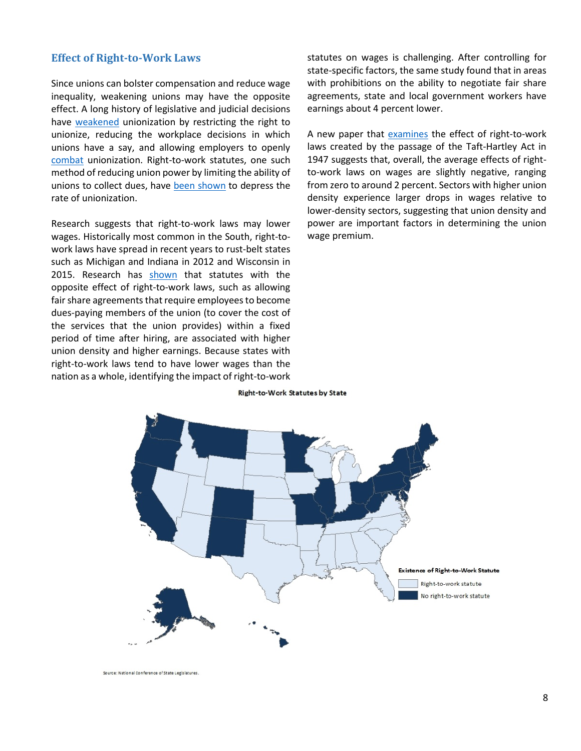## Effect of Right-to-Work Laws

Since unions can bolster compensation and reduce wage inequality, weakening unions may have the opposite effect. A long history of legislative and judicial decisions have weakened unionization by restricting the right to unionize, reducing the workplace decisions in which unions have a say, and allowing employers to openly combat unionization. Right-to-work statutes, one such method of reducing union power by limiting the ability of unions to collect dues, have been shown to depress the rate of unionization.

Research suggests that right-to-work laws may lower wages. Historically most common in the South, right-to-work laws have spread in recent years to rust-belt states such as Michigan and Indiana in 2012 and Wisconsin in 2015. Research has shown that statutes with the opposite effect of right-to-work laws, such as allowing fair share agreements that require employees to become dues-paying members of the union (to cover the cost of the services that the union provides) within a fixed period of time after hiring, are associated with higher union density and higher earnings. Because states with right-to-work laws tend to have lower wages than the nation as a whole, identifying the impact of right-to-work statutes on wages is challenging. After controlling for state-specific factors, the same study found that in areas with prohibitions on the ability to negotiate fair share agreements, state and local government workers have earnings about 4 percent lower.

A new paper that examines the effect of right-to-work laws created by the passage of the Taft-Hartley Act in 1947 suggests that, overall, the average effects of right-to-work laws on wages are slightly negative, ranging from zero to around 2 percent. Sectors with higher union density experience larger drops in wages relative to lower-density sectors, suggesting that union density and power are important factors in determining the union wage premium.

**Right-to-Work Statutes by State**

Existence of Right-to-Work Statute
- Right-to-work statute
- No right-to-work statute

Source: National Conference of State Legislatures.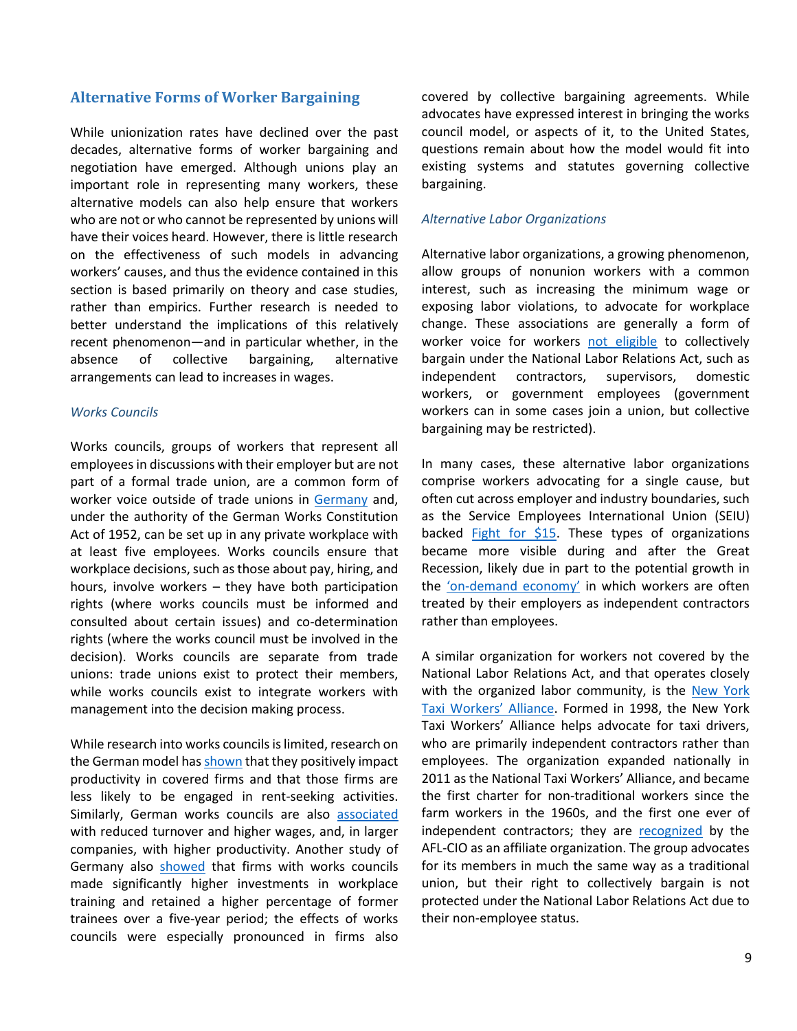## Alternative Forms of Worker Bargaining

While unionization rates have declined over the past decades, alternative forms of worker bargaining and negotiation have emerged. Although unions play an important role in representing many workers, these alternative models can also help ensure that workers who are not or who cannot be represented by unions will have their voices heard. However, there is little research on the effectiveness of such models in advancing workers' causes, and thus the evidence contained in this section is based primarily on theory and case studies, rather than empirics. Further research is needed to better understand the implications of this relatively recent phenomenon—and in particular whether, in the absence of collective bargaining, alternative arrangements can lead to increases in wages.

### *Works Councils*

Works councils, groups of workers that represent all employees in discussions with their employer but are not part of a formal trade union, are a common form of worker voice outside of trade unions in Germany and, under the authority of the German Works Constitution Act of 1952, can be set up in any private workplace with at least five employees. Works councils ensure that workplace decisions, such as those about pay, hiring, and hours, involve workers – they have both participation rights (where works councils must be informed and consulted about certain issues) and co-determination rights (where the works council must be involved in the decision). Works councils are separate from trade unions: trade unions exist to protect their members, while works councils exist to integrate workers with management into the decision making process.

While research into works councils is limited, research on the German model has shown that they positively impact productivity in covered firms and that those firms are less likely to be engaged in rent-seeking activities. Similarly, German works councils are also associated with reduced turnover and higher wages, and, in larger companies, with higher productivity. Another study of Germany also showed that firms with works councils made significantly higher investments in workplace training and retained a higher percentage of former trainees over a five-year period; the effects of works councils were especially pronounced in firms also covered by collective bargaining agreements. While advocates have expressed interest in bringing the works council model, or aspects of it, to the United States, questions remain about how the model would fit into existing systems and statutes governing collective bargaining.

### *Alternative Labor Organizations*

Alternative labor organizations, a growing phenomenon, allow groups of nonunion workers with a common interest, such as increasing the minimum wage or exposing labor violations, to advocate for workplace change. These associations are generally a form of worker voice for workers not eligible to collectively bargain under the National Labor Relations Act, such as independent contractors, supervisors, domestic workers, or government employees (government workers can in some cases join a union, but collective bargaining may be restricted).

In many cases, these alternative labor organizations comprise workers advocating for a single cause, but often cut across employer and industry boundaries, such as the Service Employees International Union (SEIU) backed Fight for $15. These types of organizations became more visible during and after the Great Recession, likely due in part to the potential growth in the 'on-demand economy' in which workers are often treated by their employers as independent contractors rather than employees.

A similar organization for workers not covered by the National Labor Relations Act, and that operates closely with the organized labor community, is the New York Taxi Workers' Alliance. Formed in 1998, the New York Taxi Workers' Alliance helps advocate for taxi drivers, who are primarily independent contractors rather than employees. The organization expanded nationally in 2011 as the National Taxi Workers' Alliance, and became the first charter for non-traditional workers since the farm workers in the 1960s, and the first one ever of independent contractors; they are recognized by the AFL-CIO as an affiliate organization. The group advocates for its members in much the same way as a traditional union, but their right to collectively bargain is not protected under the National Labor Relations Act due to their non-employee status.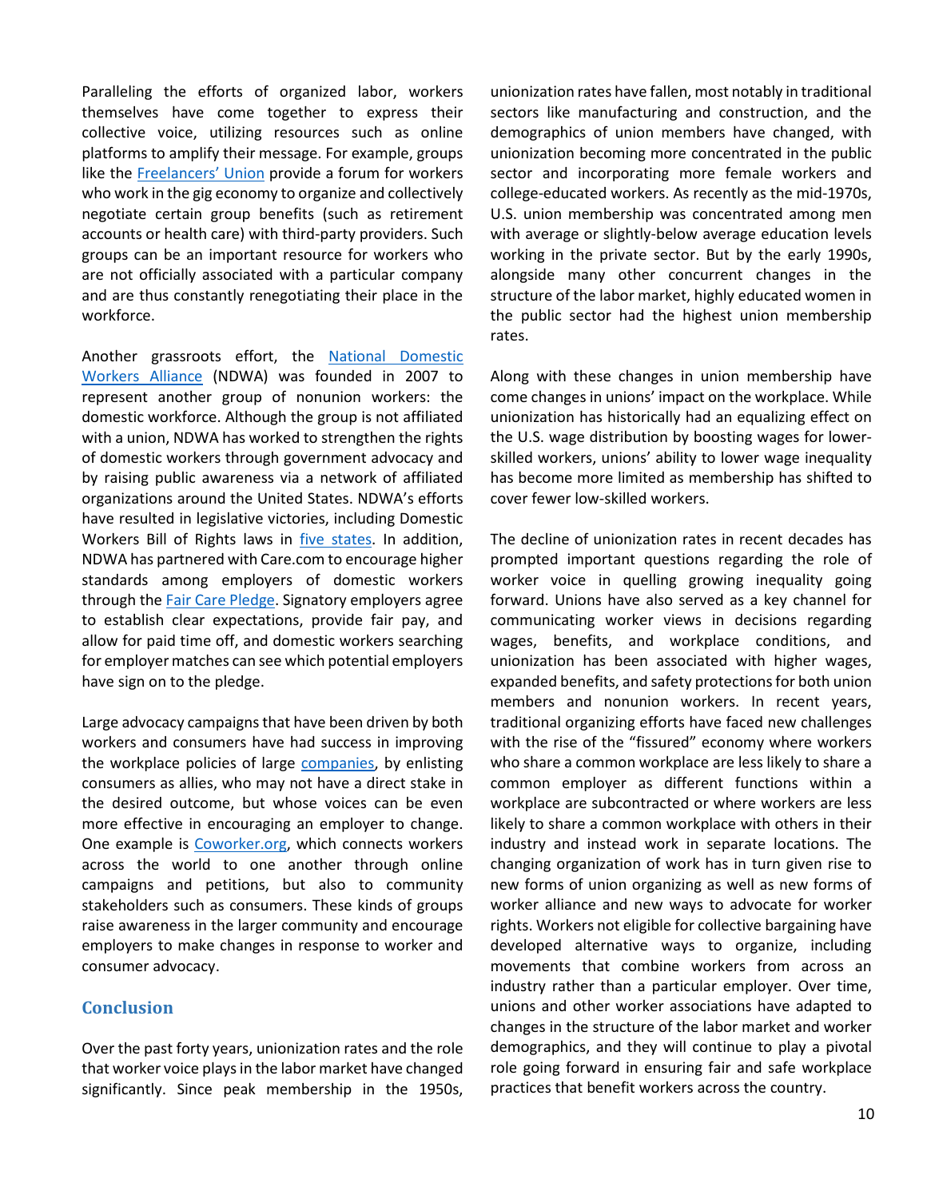Paralleling the efforts of organized labor, workers themselves have come together to express their collective voice, utilizing resources such as online platforms to amplify their message. For example, groups like the [Freelancers' Union](#) provide a forum for workers who work in the gig economy to organize and collectively negotiate certain group benefits (such as retirement accounts or health care) with third-party providers. Such groups can be an important resource for workers who are not officially associated with a particular company and are thus constantly renegotiating their place in the workforce.

Another grassroots effort, the [National Domestic Workers Alliance](#) (NDWA) was founded in 2007 to represent another group of nonunion workers: the domestic workforce. Although the group is not affiliated with a union, NDWA has worked to strengthen the rights of domestic workers through government advocacy and by raising public awareness via a network of affiliated organizations around the United States. NDWA's efforts have resulted in legislative victories, including Domestic Workers Bill of Rights laws in [five states](#). In addition, NDWA has partnered with Care.com to encourage higher standards among employers of domestic workers through the [Fair Care Pledge](#). Signatory employers agree to establish clear expectations, provide fair pay, and allow for paid time off, and domestic workers searching for employer matches can see which potential employers have sign on to the pledge.

Large advocacy campaigns that have been driven by both workers and consumers have had success in improving the workplace policies of large [companies](#), by enlisting consumers as allies, who may not have a direct stake in the desired outcome, but whose voices can be even more effective in encouraging an employer to change. One example is [Coworker.org](#), which connects workers across the world to one another through online campaigns and petitions, but also to community stakeholders such as consumers. These kinds of groups raise awareness in the larger community and encourage employers to make changes in response to worker and consumer advocacy.

## Conclusion

Over the past forty years, unionization rates and the role that worker voice plays in the labor market have changed significantly. Since peak membership in the 1950s, unionization rates have fallen, most notably in traditional sectors like manufacturing and construction, and the demographics of union members have changed, with unionization becoming more concentrated in the public sector and incorporating more female workers and college-educated workers. As recently as the mid-1970s, U.S. union membership was concentrated among men with average or slightly-below average education levels working in the private sector. But by the early 1990s, alongside many other concurrent changes in the structure of the labor market, highly educated women in the public sector had the highest union membership rates.

Along with these changes in union membership have come changes in unions' impact on the workplace. While unionization has historically had an equalizing effect on the U.S. wage distribution by boosting wages for lower-skilled workers, unions' ability to lower wage inequality has become more limited as membership has shifted to cover fewer low-skilled workers.

The decline of unionization rates in recent decades has prompted important questions regarding the role of worker voice in quelling growing inequality going forward. Unions have also served as a key channel for communicating worker views in decisions regarding wages, benefits, and workplace conditions, and unionization has been associated with higher wages, expanded benefits, and safety protections for both union members and nonunion workers. In recent years, traditional organizing efforts have faced new challenges with the rise of the "fissured" economy where workers who share a common workplace are less likely to share a common employer as different functions within a workplace are subcontracted or where workers are less likely to share a common workplace with others in their industry and instead work in separate locations. The changing organization of work has in turn given rise to new forms of union organizing as well as new forms of worker alliance and new ways to advocate for worker rights. Workers not eligible for collective bargaining have developed alternative ways to organize, including movements that combine workers from across an industry rather than a particular employer. Over time, unions and other worker associations have adapted to changes in the structure of the labor market and worker demographics, and they will continue to play a pivotal role going forward in ensuring fair and safe workplace practices that benefit workers across the country.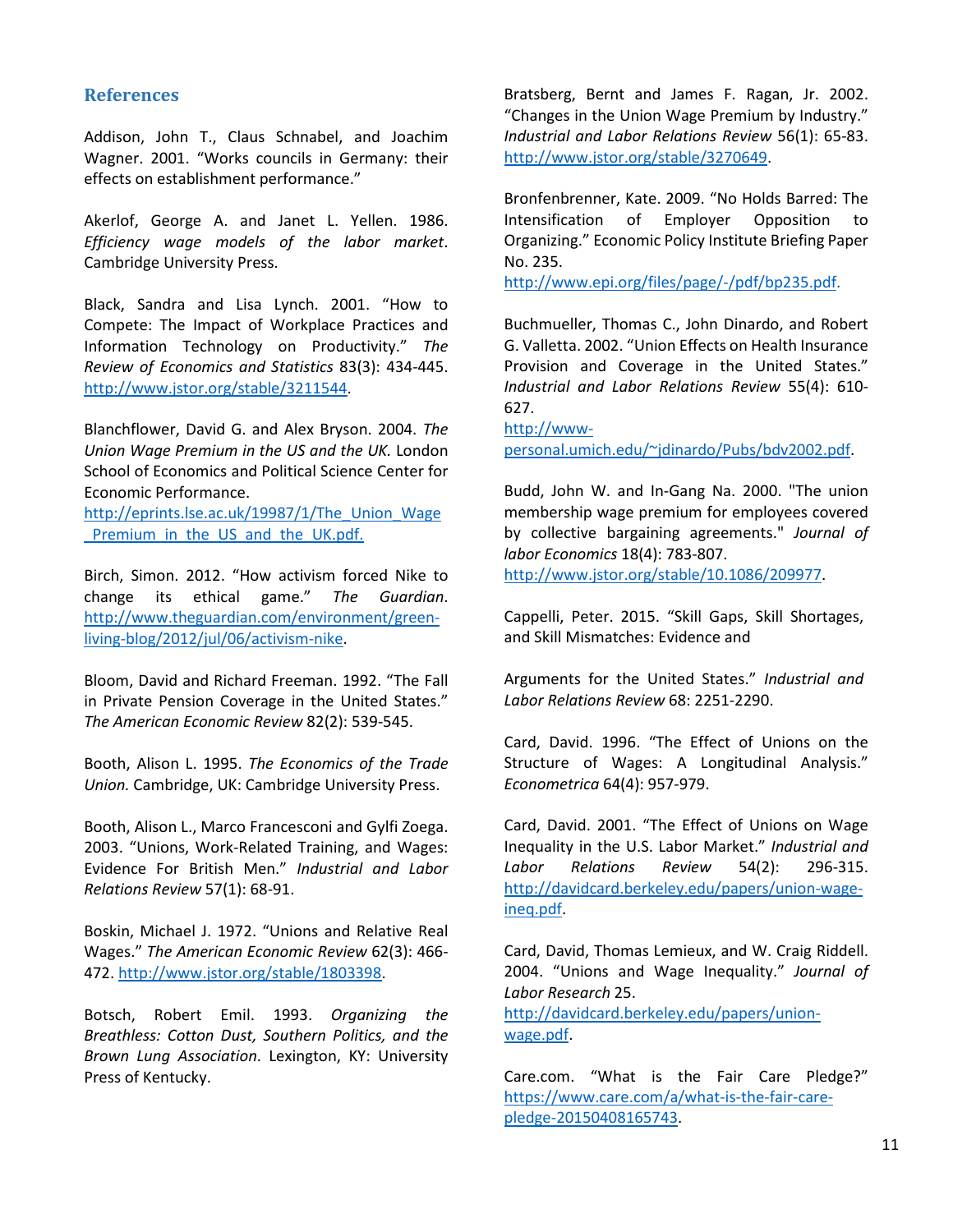## References

Addison, John T., Claus Schnabel, and Joachim Wagner. 2001. "Works councils in Germany: their effects on establishment performance."

Akerlof, George A. and Janet L. Yellen. 1986. *Efficiency wage models of the labor market*. Cambridge University Press.

Black, Sandra and Lisa Lynch. 2001. "How to Compete: The Impact of Workplace Practices and Information Technology on Productivity." *The Review of Economics and Statistics* 83(3): 434-445. http://www.jstor.org/stable/3211544.

Blanchflower, David G. and Alex Bryson. 2004. *The Union Wage Premium in the US and the UK.* London School of Economics and Political Science Center for Economic Performance. http://eprints.lse.ac.uk/19987/1/The_Union_Wage_Premium_in_the_US_and_the_UK.pdf.

Birch, Simon. 2012. "How activism forced Nike to change its ethical game." *The Guardian*. http://www.theguardian.com/environment/green-living-blog/2012/jul/06/activism-nike.

Bloom, David and Richard Freeman. 1992. "The Fall in Private Pension Coverage in the United States." *The American Economic Review* 82(2): 539-545.

Booth, Alison L. 1995. *The Economics of the Trade Union.* Cambridge, UK: Cambridge University Press.

Booth, Alison L., Marco Francesconi and Gylfi Zoega. 2003. "Unions, Work-Related Training, and Wages: Evidence For British Men." *Industrial and Labor Relations Review* 57(1): 68-91.

Boskin, Michael J. 1972. "Unions and Relative Real Wages." *The American Economic Review* 62(3): 466-472. http://www.jstor.org/stable/1803398.

Botsch, Robert Emil. 1993. *Organizing the Breathless: Cotton Dust, Southern Politics, and the Brown Lung Association*. Lexington, KY: University Press of Kentucky.

Bratsberg, Bernt and James F. Ragan, Jr. 2002. "Changes in the Union Wage Premium by Industry." *Industrial and Labor Relations Review* 56(1): 65-83. http://www.jstor.org/stable/3270649.

Bronfenbrenner, Kate. 2009. "No Holds Barred: The Intensification of Employer Opposition to Organizing." Economic Policy Institute Briefing Paper No. 235. http://www.epi.org/files/page/-/pdf/bp235.pdf.

Buchmueller, Thomas C., John Dinardo, and Robert G. Valletta. 2002. "Union Effects on Health Insurance Provision and Coverage in the United States." *Industrial and Labor Relations Review* 55(4): 610-627. http://www-personal.umich.edu/~jdinardo/Pubs/bdv2002.pdf.

Budd, John W. and In-Gang Na. 2000. "The union membership wage premium for employees covered by collective bargaining agreements." *Journal of labor Economics* 18(4): 783-807. http://www.jstor.org/stable/10.1086/209977.

Cappelli, Peter. 2015. "Skill Gaps, Skill Shortages, and Skill Mismatches: Evidence and Arguments for the United States." *Industrial and Labor Relations Review* 68: 2251-2290.

Card, David. 1996. "The Effect of Unions on the Structure of Wages: A Longitudinal Analysis." *Econometrica* 64(4): 957-979.

Card, David. 2001. "The Effect of Unions on Wage Inequality in the U.S. Labor Market." *Industrial and Labor Relations Review* 54(2): 296-315. http://davidcard.berkeley.edu/papers/union-wage-ineq.pdf.

Card, David, Thomas Lemieux, and W. Craig Riddell. 2004. "Unions and Wage Inequality." *Journal of Labor Research* 25. http://davidcard.berkeley.edu/papers/union-wage.pdf.

Care.com. "What is the Fair Care Pledge?" https://www.care.com/a/what-is-the-fair-care-pledge-20150408165743.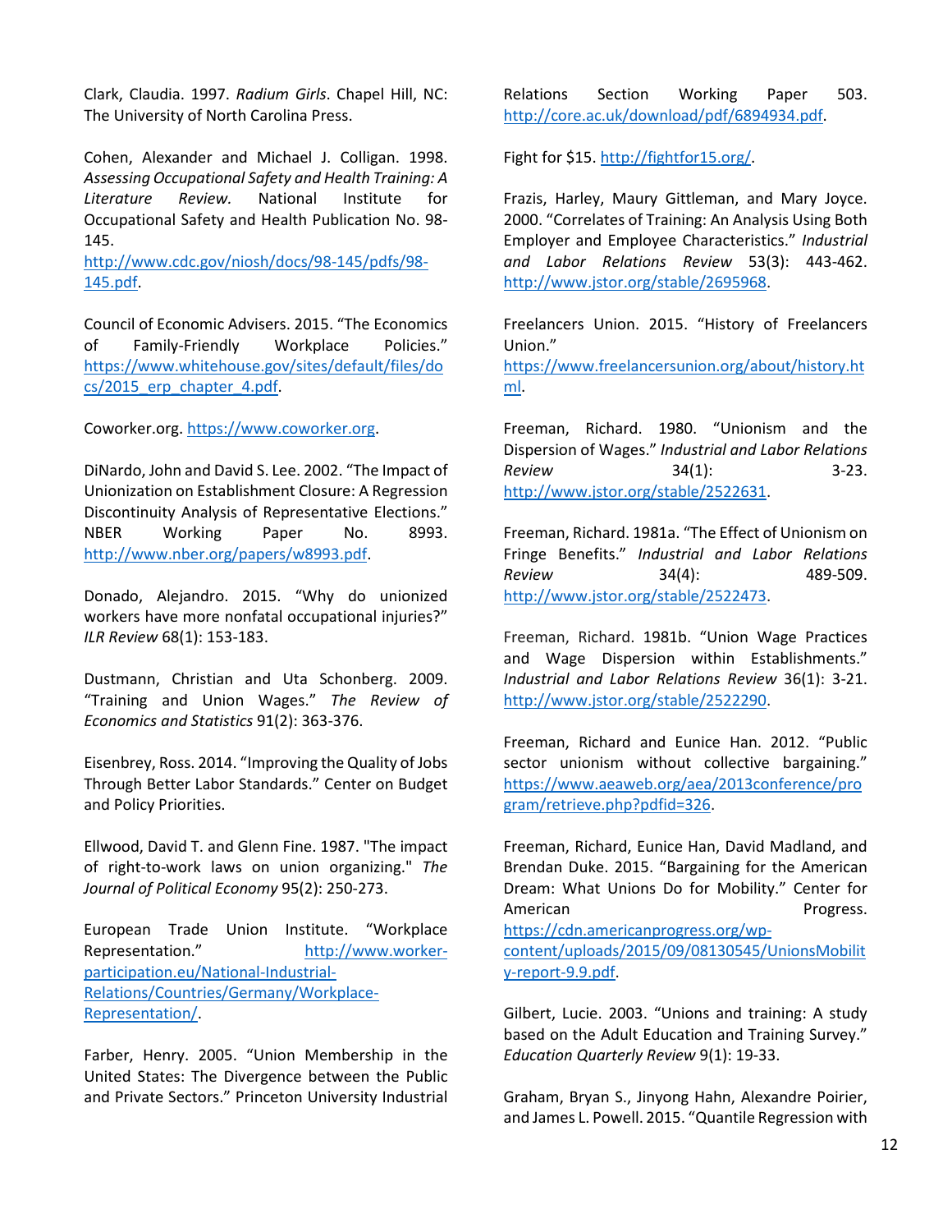Clark, Claudia. 1997. *Radium Girls*. Chapel Hill, NC: The University of North Carolina Press.

Cohen, Alexander and Michael J. Colligan. 1998. *Assessing Occupational Safety and Health Training: A Literature Review.* National Institute for Occupational Safety and Health Publication No. 98-145. [http://www.cdc.gov/niosh/docs/98-145/pdfs/98-145.pdf](http://www.cdc.gov/niosh/docs/98-145/pdfs/98-145.pdf).

Council of Economic Advisers. 2015. "The Economics of Family-Friendly Workplace Policies." [https://www.whitehouse.gov/sites/default/files/docs/2015_erp_chapter_4.pdf](https://www.whitehouse.gov/sites/default/files/docs/2015_erp_chapter_4.pdf).

Coworker.org. [https://www.coworker.org](https://www.coworker.org).

DiNardo, John and David S. Lee. 2002. "The Impact of Unionization on Establishment Closure: A Regression Discontinuity Analysis of Representative Elections." NBER Working Paper No. 8993. [http://www.nber.org/papers/w8993.pdf](http://www.nber.org/papers/w8993.pdf).

Donado, Alejandro. 2015. "Why do unionized workers have more nonfatal occupational injuries?" *ILR Review* 68(1): 153-183.

Dustmann, Christian and Uta Schonberg. 2009. "Training and Union Wages." *The Review of Economics and Statistics* 91(2): 363-376.

Eisenbrey, Ross. 2014. "Improving the Quality of Jobs Through Better Labor Standards." Center on Budget and Policy Priorities.

Ellwood, David T. and Glenn Fine. 1987. "The impact of right-to-work laws on union organizing." *The Journal of Political Economy* 95(2): 250-273.

European Trade Union Institute. "Workplace Representation." [http://www.worker-participation.eu/National-Industrial-Relations/Countries/Germany/Workplace-Representation/](http://www.worker-participation.eu/National-Industrial-Relations/Countries/Germany/Workplace-Representation/).

Farber, Henry. 2005. "Union Membership in the United States: The Divergence between the Public and Private Sectors." Princeton University Industrial Relations Section Working Paper 503. [http://core.ac.uk/download/pdf/6894934.pdf](http://core.ac.uk/download/pdf/6894934.pdf).

Fight for $15. [http://fightfor15.org/](http://fightfor15.org/).

Frazis, Harley, Maury Gittleman, and Mary Joyce. 2000. "Correlates of Training: An Analysis Using Both Employer and Employee Characteristics." *Industrial and Labor Relations Review* 53(3): 443-462. [http://www.jstor.org/stable/2695968](http://www.jstor.org/stable/2695968).

Freelancers Union. 2015. "History of Freelancers Union." [https://www.freelancersunion.org/about/history.html](https://www.freelancersunion.org/about/history.html).

Freeman, Richard. 1980. "Unionism and the Dispersion of Wages." *Industrial and Labor Relations Review* 34(1): 3-23. [http://www.jstor.org/stable/2522631](http://www.jstor.org/stable/2522631).

Freeman, Richard. 1981a. "The Effect of Unionism on Fringe Benefits." *Industrial and Labor Relations Review* 34(4): 489-509. [http://www.jstor.org/stable/2522473](http://www.jstor.org/stable/2522473).

Freeman, Richard. 1981b. "Union Wage Practices and Wage Dispersion within Establishments." *Industrial and Labor Relations Review* 36(1): 3-21. [http://www.jstor.org/stable/2522290](http://www.jstor.org/stable/2522290).

Freeman, Richard and Eunice Han. 2012. "Public sector unionism without collective bargaining." [https://www.aeaweb.org/aea/2013conference/program/retrieve.php?pdfid=326](https://www.aeaweb.org/aea/2013conference/program/retrieve.php?pdfid=326).

Freeman, Richard, Eunice Han, David Madland, and Brendan Duke. 2015. "Bargaining for the American Dream: What Unions Do for Mobility." Center for American Progress. [https://cdn.americanprogress.org/wp-content/uploads/2015/09/08130545/UnionsMobility-report-9.9.pdf](https://cdn.americanprogress.org/wp-content/uploads/2015/09/08130545/UnionsMobility-report-9.9.pdf).

Gilbert, Lucie. 2003. "Unions and training: A study based on the Adult Education and Training Survey." *Education Quarterly Review* 9(1): 19-33.

Graham, Bryan S., Jinyong Hahn, Alexandre Poirier, and James L. Powell. 2015. "Quantile Regression with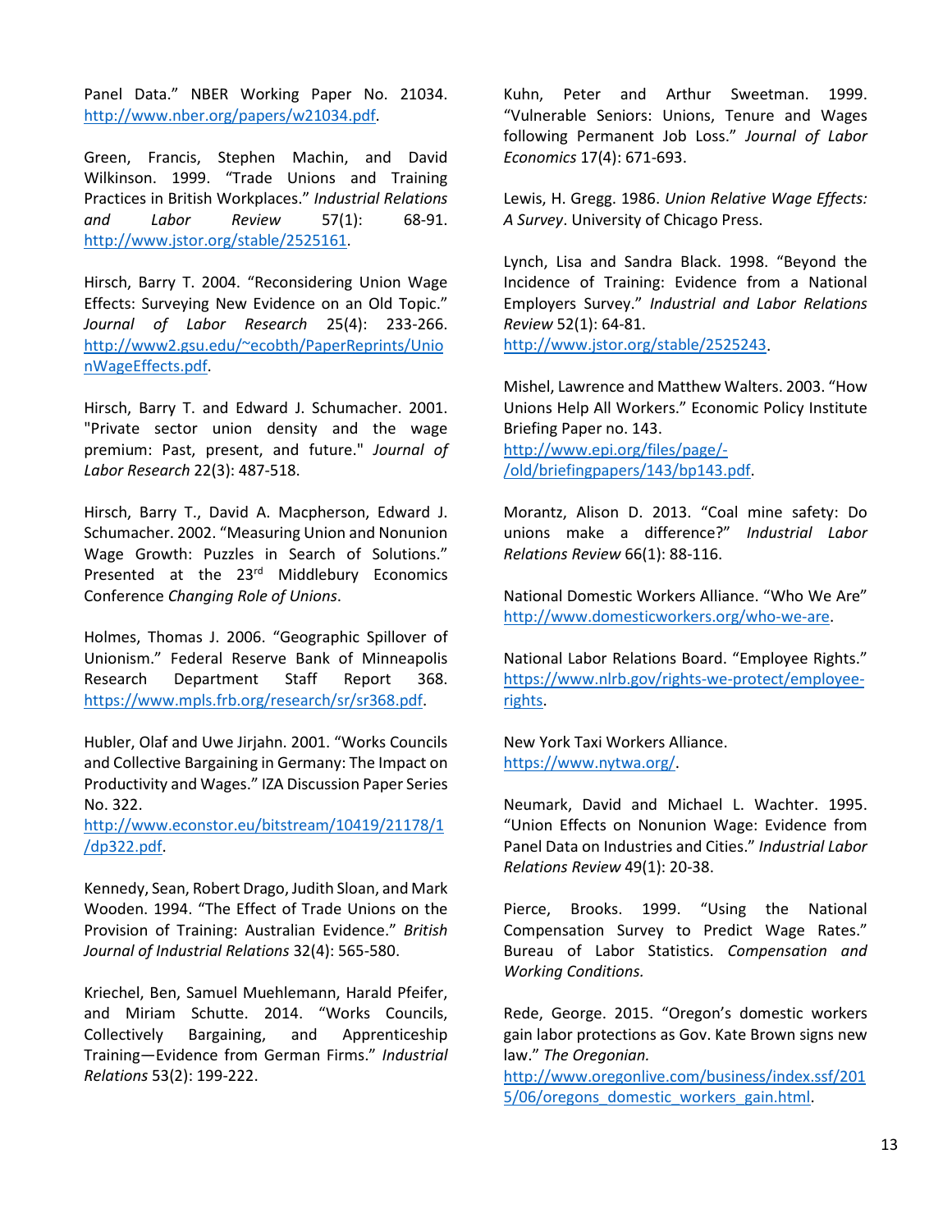Panel Data." NBER Working Paper No. 21034. http://www.nber.org/papers/w21034.pdf.

Green, Francis, Stephen Machin, and David Wilkinson. 1999. "Trade Unions and Training Practices in British Workplaces." *Industrial Relations and Labor Review* 57(1): 68-91. http://www.jstor.org/stable/2525161.

Hirsch, Barry T. 2004. "Reconsidering Union Wage Effects: Surveying New Evidence on an Old Topic." *Journal of Labor Research* 25(4): 233-266. http://www2.gsu.edu/~ecobth/PaperReprints/UnionWageEffects.pdf.

Hirsch, Barry T. and Edward J. Schumacher. 2001. "Private sector union density and the wage premium: Past, present, and future." *Journal of Labor Research* 22(3): 487-518.

Hirsch, Barry T., David A. Macpherson, Edward J. Schumacher. 2002. "Measuring Union and Nonunion Wage Growth: Puzzles in Search of Solutions." Presented at the 23rd Middlebury Economics Conference *Changing Role of Unions*.

Holmes, Thomas J. 2006. "Geographic Spillover of Unionism." Federal Reserve Bank of Minneapolis Research Department Staff Report 368. https://www.mpls.frb.org/research/sr/sr368.pdf.

Hubler, Olaf and Uwe Jirjahn. 2001. "Works Councils and Collective Bargaining in Germany: The Impact on Productivity and Wages." IZA Discussion Paper Series No. 322. http://www.econstor.eu/bitstream/10419/21178/1/dp322.pdf.

Kennedy, Sean, Robert Drago, Judith Sloan, and Mark Wooden. 1994. "The Effect of Trade Unions on the Provision of Training: Australian Evidence." *British Journal of Industrial Relations* 32(4): 565-580.

Kriechel, Ben, Samuel Muehlemann, Harald Pfeifer, and Miriam Schutte. 2014. "Works Councils, Collectively Bargaining, and Apprenticeship Training—Evidence from German Firms." *Industrial Relations* 53(2): 199-222.

Kuhn, Peter and Arthur Sweetman. 1999. "Vulnerable Seniors: Unions, Tenure and Wages following Permanent Job Loss." *Journal of Labor Economics* 17(4): 671-693.

Lewis, H. Gregg. 1986. *Union Relative Wage Effects: A Survey*. University of Chicago Press.

Lynch, Lisa and Sandra Black. 1998. "Beyond the Incidence of Training: Evidence from a National Employers Survey." *Industrial and Labor Relations Review* 52(1): 64-81. http://www.jstor.org/stable/2525243.

Mishel, Lawrence and Matthew Walters. 2003. "How Unions Help All Workers." Economic Policy Institute Briefing Paper no. 143. http://www.epi.org/files/page/-/old/briefingpapers/143/bp143.pdf.

Morantz, Alison D. 2013. "Coal mine safety: Do unions make a difference?" *Industrial Labor Relations Review* 66(1): 88-116.

National Domestic Workers Alliance. "Who We Are" http://www.domesticworkers.org/who-we-are.

National Labor Relations Board. "Employee Rights." https://www.nlrb.gov/rights-we-protect/employee-rights.

New York Taxi Workers Alliance. https://www.nytwa.org/.

Neumark, David and Michael L. Wachter. 1995. "Union Effects on Nonunion Wage: Evidence from Panel Data on Industries and Cities." *Industrial Labor Relations Review* 49(1): 20-38.

Pierce, Brooks. 1999. "Using the National Compensation Survey to Predict Wage Rates." Bureau of Labor Statistics. *Compensation and Working Conditions.*

Rede, George. 2015. "Oregon's domestic workers gain labor protections as Gov. Kate Brown signs new law." *The Oregonian.* http://www.oregonlive.com/business/index.ssf/2015/06/oregons_domestic_workers_gain.html.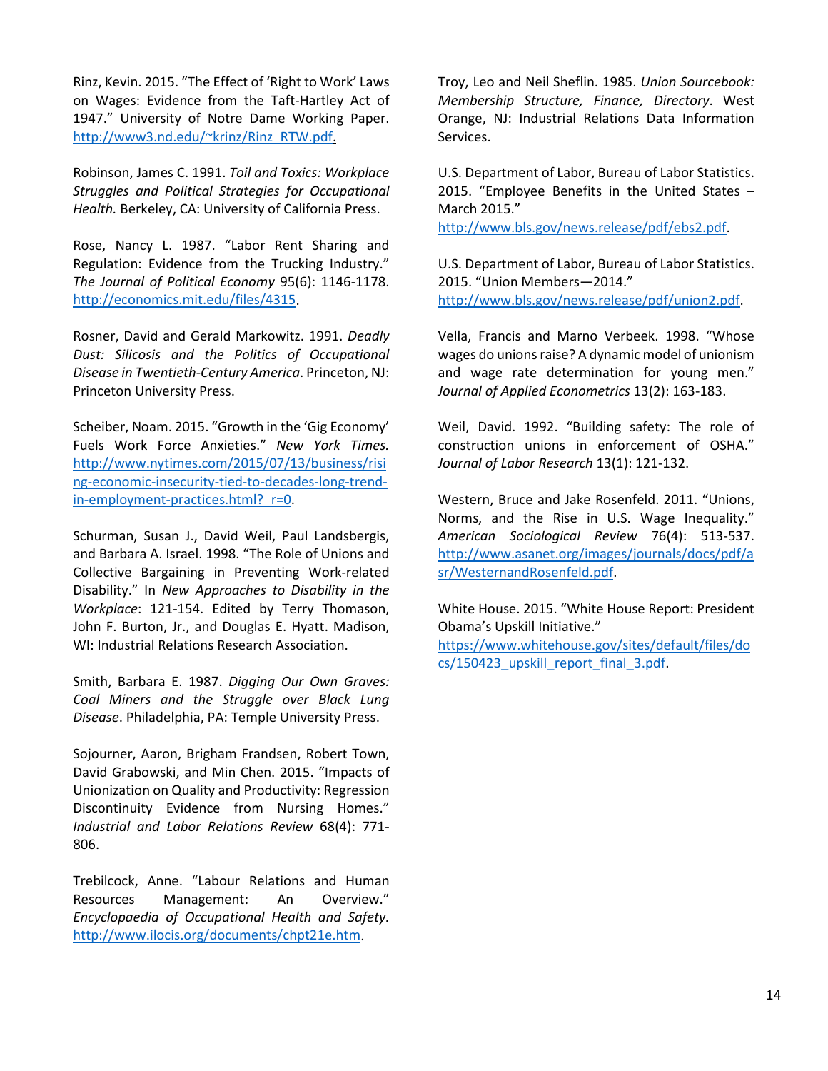Rinz, Kevin. 2015. "The Effect of 'Right to Work' Laws on Wages: Evidence from the Taft-Hartley Act of 1947." University of Notre Dame Working Paper. http://www3.nd.edu/~krinz/Rinz_RTW.pdf.

Robinson, James C. 1991. *Toil and Toxics: Workplace Struggles and Political Strategies for Occupational Health.* Berkeley, CA: University of California Press.

Rose, Nancy L. 1987. "Labor Rent Sharing and Regulation: Evidence from the Trucking Industry." *The Journal of Political Economy* 95(6): 1146-1178. http://economics.mit.edu/files/4315.

Rosner, David and Gerald Markowitz. 1991. *Deadly Dust: Silicosis and the Politics of Occupational Disease in Twentieth-Century America*. Princeton, NJ: Princeton University Press.

Scheiber, Noam. 2015. "Growth in the 'Gig Economy' Fuels Work Force Anxieties." *New York Times.* http://www.nytimes.com/2015/07/13/business/rising-economic-insecurity-tied-to-decades-long-trend-in-employment-practices.html?_r=0.

Schurman, Susan J., David Weil, Paul Landsbergis, and Barbara A. Israel. 1998. "The Role of Unions and Collective Bargaining in Preventing Work-related Disability." In *New Approaches to Disability in the Workplace*: 121-154. Edited by Terry Thomason, John F. Burton, Jr., and Douglas E. Hyatt. Madison, WI: Industrial Relations Research Association.

Smith, Barbara E. 1987. *Digging Our Own Graves: Coal Miners and the Struggle over Black Lung Disease*. Philadelphia, PA: Temple University Press.

Sojourner, Aaron, Brigham Frandsen, Robert Town, David Grabowski, and Min Chen. 2015. "Impacts of Unionization on Quality and Productivity: Regression Discontinuity Evidence from Nursing Homes." *Industrial and Labor Relations Review* 68(4): 771-806.

Trebilcock, Anne. "Labour Relations and Human Resources Management: An Overview." *Encyclopaedia of Occupational Health and Safety.* http://www.ilocis.org/documents/chpt21e.htm.

Troy, Leo and Neil Sheflin. 1985. *Union Sourcebook: Membership Structure, Finance, Directory*. West Orange, NJ: Industrial Relations Data Information Services.

U.S. Department of Labor, Bureau of Labor Statistics. 2015. "Employee Benefits in the United States – March 2015." http://www.bls.gov/news.release/pdf/ebs2.pdf.

U.S. Department of Labor, Bureau of Labor Statistics. 2015. "Union Members—2014." http://www.bls.gov/news.release/pdf/union2.pdf.

Vella, Francis and Marno Verbeek. 1998. "Whose wages do unions raise? A dynamic model of unionism and wage rate determination for young men." *Journal of Applied Econometrics* 13(2): 163-183.

Weil, David. 1992. "Building safety: The role of construction unions in enforcement of OSHA." *Journal of Labor Research* 13(1): 121-132.

Western, Bruce and Jake Rosenfeld. 2011. "Unions, Norms, and the Rise in U.S. Wage Inequality." *American Sociological Review* 76(4): 513-537. http://www.asanet.org/images/journals/docs/pdf/asr/WesternandRosenfeld.pdf.

White House. 2015. "White House Report: President Obama's Upskill Initiative." https://www.whitehouse.gov/sites/default/files/docs/150423_upskill_report_final_3.pdf.